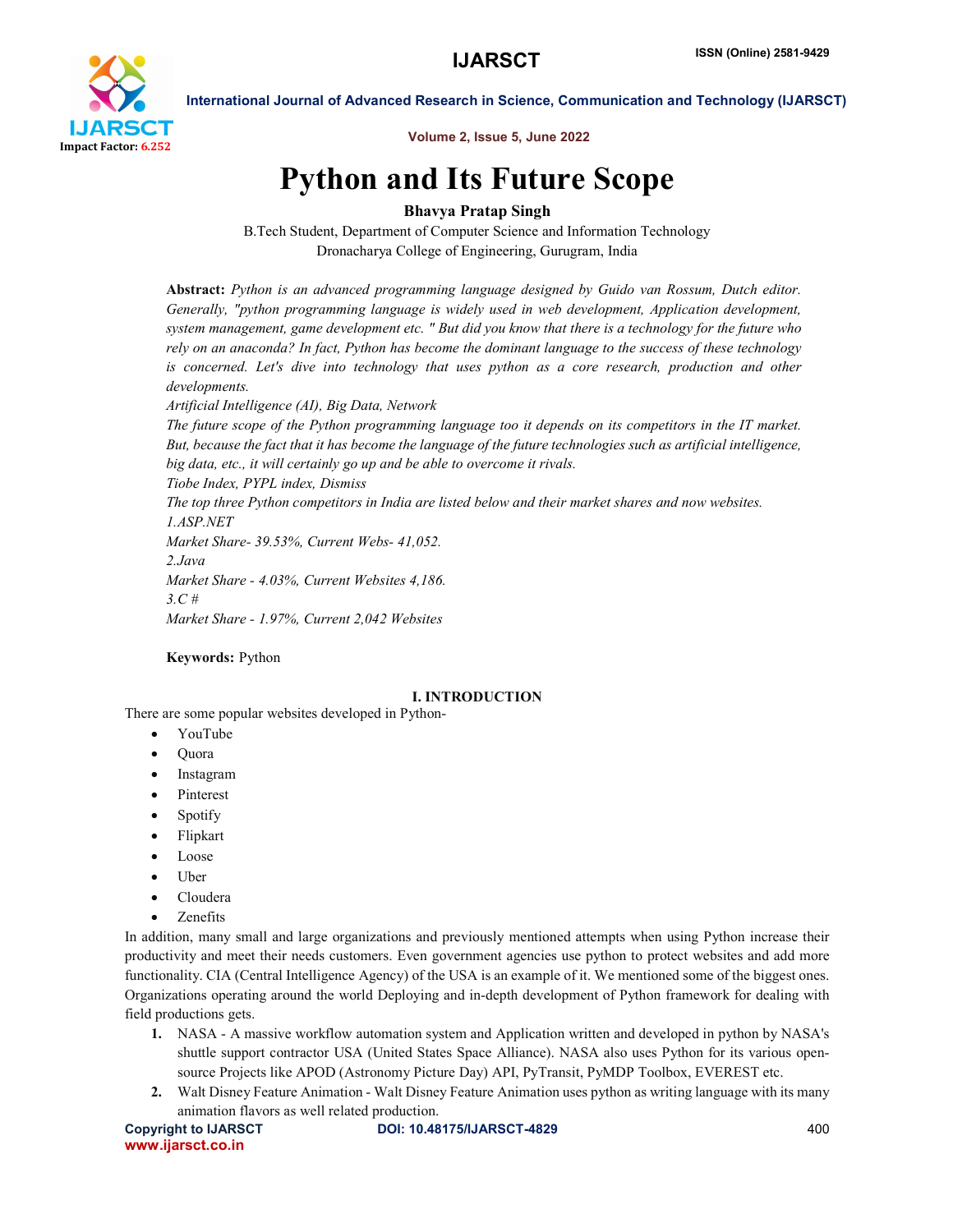# Python and Its Future Scope

**Bhavya Pratap Singh**

B.Tech Student, Department of Computer Science and Information Technology
Dronacharya College of Engineering, Gurugram, India

**Abstract:** *Python is an advanced programming language designed by Guido van Rossum, Dutch editor. Generally, "python programming language is widely used in web development, Application development, system management, game development etc. " But did you know that there is a technology for the future who rely on an anaconda? In fact, Python has become the dominant language to the success of these technology is concerned. Let's dive into technology that uses python as a core research, production and other developments.*

*Artificial Intelligence (AI), Big Data, Network*

*The future scope of the Python programming language too it depends on its competitors in the IT market. But, because the fact that it has become the language of the future technologies such as artificial intelligence, big data, etc., it will certainly go up and be able to overcome it rivals.*

*Tiobe Index, PYPL index, Dismiss*

*The top three Python competitors in India are listed below and their market shares and now websites.*

*1.ASP.NET*

*Market Share- 39.53%, Current Webs- 41,052.*

*2.Java*

*Market Share - 4.03%, Current Websites 4,186.*

*3.C #*

*Market Share - 1.97%, Current 2,042 Websites*

**Keywords:** Python

## I. INTRODUCTION

There are some popular websites developed in Python-

- YouTube
- Quora
- Instagram
- Pinterest
- Spotify
- Flipkart
- Loose
- Uber
- Cloudera
- Zenefits

In addition, many small and large organizations and previously mentioned attempts when using Python increase their productivity and meet their needs customers. Even government agencies use python to protect websites and add more functionality. CIA (Central Intelligence Agency) of the USA is an example of it. We mentioned some of the biggest ones. Organizations operating around the world Deploying and in-depth development of Python framework for dealing with field productions gets.

1. **NASA** - A massive workflow automation system and Application written and developed in python by NASA's shuttle support contractor USA (United States Space Alliance). NASA also uses Python for its various open-source Projects like APOD (Astronomy Picture Day) API, PyTransit, PyMDP Toolbox, EVEREST etc.
2. **Walt Disney Feature Animation** - Walt Disney Feature Animation uses python as writing language with its many animation flavors as well related production.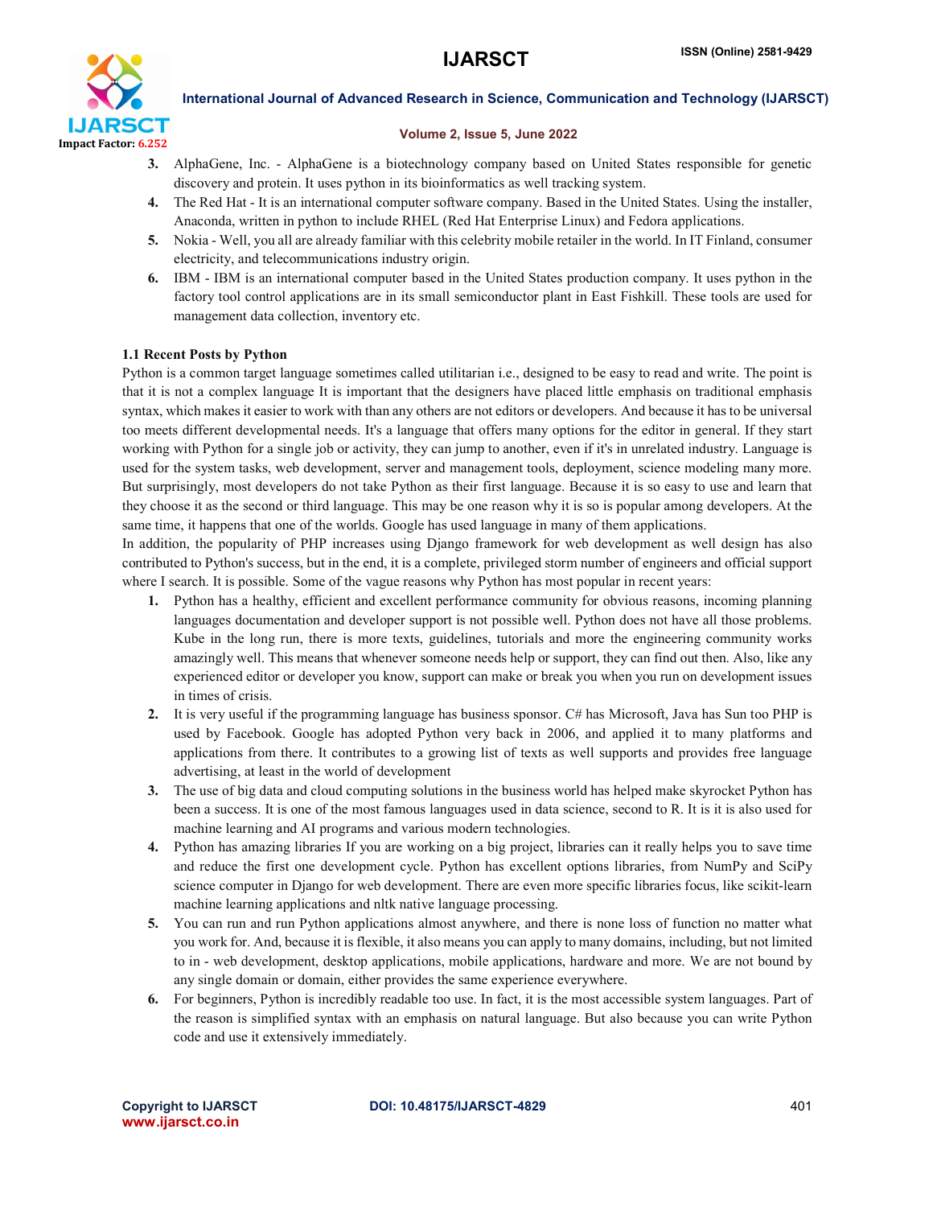3. AlphaGene, Inc. - AlphaGene is a biotechnology company based on United States responsible for genetic discovery and protein. It uses python in its bioinformatics as well tracking system.
4. The Red Hat - It is an international computer software company. Based in the United States. Using the installer, Anaconda, written in python to include RHEL (Red Hat Enterprise Linux) and Fedora applications.
5. Nokia - Well, you all are already familiar with this celebrity mobile retailer in the world. In IT Finland, consumer electricity, and telecommunications industry origin.
6. IBM - IBM is an international computer based in the United States production company. It uses python in the factory tool control applications are in its small semiconductor plant in East Fishkill. These tools are used for management data collection, inventory etc.

### 1.1 Recent Posts by Python

Python is a common target language sometimes called utilitarian i.e., designed to be easy to read and write. The point is that it is not a complex language It is important that the designers have placed little emphasis on traditional emphasis syntax, which makes it easier to work with than any others are not editors or developers. And because it has to be universal too meets different developmental needs. It's a language that offers many options for the editor in general. If they start working with Python for a single job or activity, they can jump to another, even if it's in unrelated industry. Language is used for the system tasks, web development, server and management tools, deployment, science modeling many more. But surprisingly, most developers do not take Python as their first language. Because it is so easy to use and learn that they choose it as the second or third language. This may be one reason why it is so is popular among developers. At the same time, it happens that one of the worlds. Google has used language in many of them applications.

In addition, the popularity of PHP increases using Django framework for web development as well design has also contributed to Python's success, but in the end, it is a complete, privileged storm number of engineers and official support where I search. It is possible. Some of the vague reasons why Python has most popular in recent years:

1. Python has a healthy, efficient and excellent performance community for obvious reasons, incoming planning languages documentation and developer support is not possible well. Python does not have all those problems. Kube in the long run, there is more texts, guidelines, tutorials and more the engineering community works amazingly well. This means that whenever someone needs help or support, they can find out then. Also, like any experienced editor or developer you know, support can make or break you when you run on development issues in times of crisis.
2. It is very useful if the programming language has business sponsor. C# has Microsoft, Java has Sun too PHP is used by Facebook. Google has adopted Python very back in 2006, and applied it to many platforms and applications from there. It contributes to a growing list of texts as well supports and provides free language advertising, at least in the world of development
3. The use of big data and cloud computing solutions in the business world has helped make skyrocket Python has been a success. It is one of the most famous languages used in data science, second to R. It is it is also used for machine learning and AI programs and various modern technologies.
4. Python has amazing libraries If you are working on a big project, libraries can it really helps you to save time and reduce the first one development cycle. Python has excellent options libraries, from NumPy and SciPy science computer in Django for web development. There are even more specific libraries focus, like scikit-learn machine learning applications and nltk native language processing.
5. You can run and run Python applications almost anywhere, and there is none loss of function no matter what you work for. And, because it is flexible, it also means you can apply to many domains, including, but not limited to in - web development, desktop applications, mobile applications, hardware and more. We are not bound by any single domain or domain, either provides the same experience everywhere.
6. For beginners, Python is incredibly readable too use. In fact, it is the most accessible system languages. Part of the reason is simplified syntax with an emphasis on natural language. But also because you can write Python code and use it extensively immediately.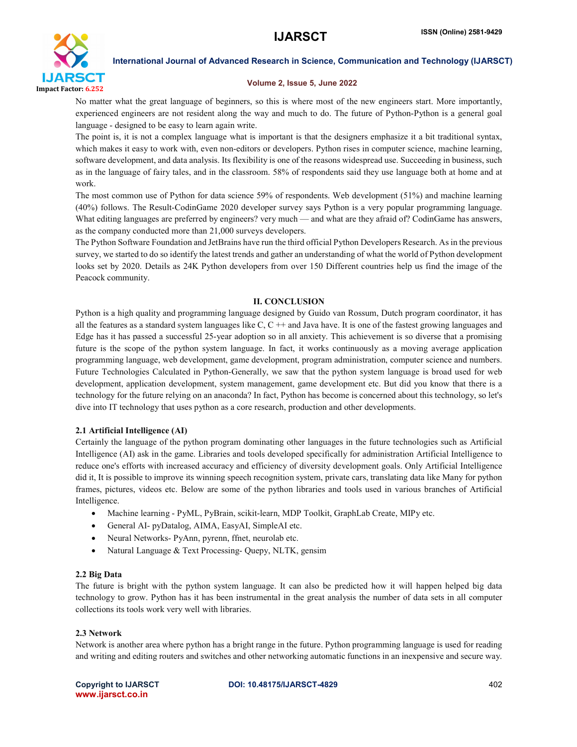No matter what the great language of beginners, so this is where most of the new engineers start. More importantly, experienced engineers are not resident along the way and much to do. The future of Python-Python is a general goal language - designed to be easy to learn again write.

The point is, it is not a complex language what is important is that the designers emphasize it a bit traditional syntax, which makes it easy to work with, even non-editors or developers. Python rises in computer science, machine learning, software development, and data analysis. Its flexibility is one of the reasons widespread use. Succeeding in business, such as in the language of fairy tales, and in the classroom. 58% of respondents said they use language both at home and at work.

The most common use of Python for data science 59% of respondents. Web development (51%) and machine learning (40%) follows. The Result-CodinGame 2020 developer survey says Python is a very popular programming language. What editing languages are preferred by engineers? very much — and what are they afraid of? CodinGame has answers, as the company conducted more than 21,000 surveys developers.

The Python Software Foundation and JetBrains have run the third official Python Developers Research. As in the previous survey, we started to do so identify the latest trends and gather an understanding of what the world of Python development looks set by 2020. Details as 24K Python developers from over 150 Different countries help us find the image of the Peacock community.

## II. CONCLUSION

Python is a high quality and programming language designed by Guido van Rossum, Dutch program coordinator, it has all the features as a standard system languages like C, C ++ and Java have. It is one of the fastest growing languages and Edge has it has passed a successful 25-year adoption so in all anxiety. This achievement is so diverse that a promising future is the scope of the python system language. In fact, it works continuously as a moving average application programming language, web development, game development, program administration, computer science and numbers. Future Technologies Calculated in Python-Generally, we saw that the python system language is broad used for web development, application development, system management, game development etc. But did you know that there is a technology for the future relying on an anaconda? In fact, Python has become is concerned about this technology, so let's dive into IT technology that uses python as a core research, production and other developments.

### 2.1 Artificial Intelligence (AI)

Certainly the language of the python program dominating other languages in the future technologies such as Artificial Intelligence (AI) ask in the game. Libraries and tools developed specifically for administration Artificial Intelligence to reduce one's efforts with increased accuracy and efficiency of diversity development goals. Only Artificial Intelligence did it, It is possible to improve its winning speech recognition system, private cars, translating data like Many for python frames, pictures, videos etc. Below are some of the python libraries and tools used in various branches of Artificial Intelligence.

- Machine learning - PyML, PyBrain, scikit-learn, MDP Toolkit, GraphLab Create, MIPy etc.
- General AI- pyDatalog, AIMA, EasyAI, SimpleAI etc.
- Neural Networks- PyAnn, pyrenn, ffnet, neurolab etc.
- Natural Language & Text Processing- Quepy, NLTK, gensim

### 2.2 Big Data

The future is bright with the python system language. It can also be predicted how it will happen helped big data technology to grow. Python has it has been instrumental in the great analysis the number of data sets in all computer collections its tools work very well with libraries.

### 2.3 Network

Network is another area where python has a bright range in the future. Python programming language is used for reading and writing and editing routers and switches and other networking automatic functions in an inexpensive and secure way.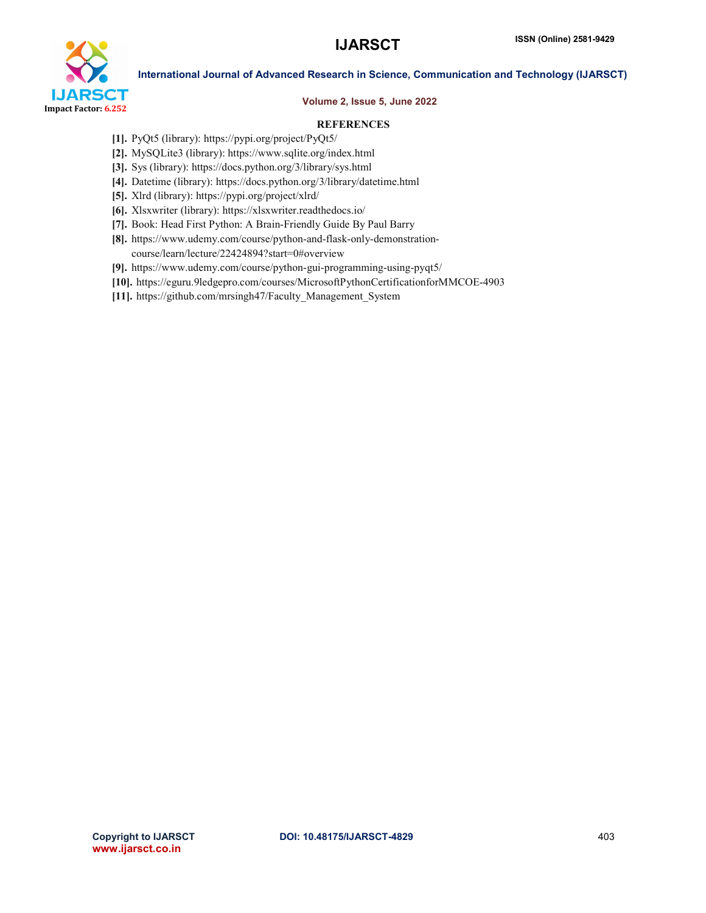## REFERENCES

- **[1].** PyQt5 (library): https://pypi.org/project/PyQt5/
- **[2].** MySQLite3 (library): https://www.sqlite.org/index.html
- **[3].** Sys (library): https://docs.python.org/3/library/sys.html
- **[4].** Datetime (library): https://docs.python.org/3/library/datetime.html
- **[5].** Xlrd (library): https://pypi.org/project/xlrd/
- **[6].** Xlsxwriter (library): https://xlsxwriter.readthedocs.io/
- **[7].** Book: Head First Python: A Brain-Friendly Guide By Paul Barry
- **[8].** https://www.udemy.com/course/python-and-flask-only-demonstration-course/learn/lecture/22424894?start=0#overview
- **[9].** https://www.udemy.com/course/python-gui-programming-using-pyqt5/
- **[10].** https://eguru.9ledgepro.com/courses/MicrosoftPythonCertificationforMMCOE-4903
- **[11].** https://github.com/mrsingh47/Faculty_Management_System